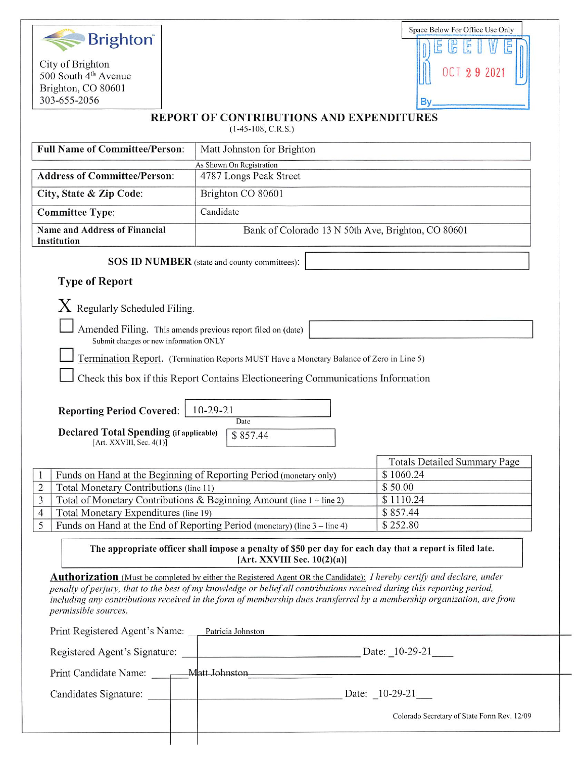Brighton

City of Brighton
500 South 4th Avenue
Brighton, CO 80601
303-655-2056

Space Below For Office Use Only

RECEIVED
OCT 29 2021
By

## REPORT OF CONTRIBUTIONS AND EXPENDITURES

(1-45-108, C.R.S.)

| | |
|---|---|
| **Full Name of Committee/Person:** | Matt Johnston for Brighton |
| | As Shown On Registration |
| **Address of Committee/Person:** | 4787 Longs Peak Street |
| **City, State & Zip Code:** | Brighton CO 80601 |
| **Committee Type:** | Candidate |
| **Name and Address of Financial Institution** | Bank of Colorado 13 N 50th Ave, Brighton, CO 80601 |

**SOS ID NUMBER** (state and county committees):

### Type of Report

X Regularly Scheduled Filing.

☐ Amended Filing. This amends previous report filed on (date)
Submit changes or new information ONLY

☐ Termination Report. (Termination Reports MUST Have a Monetary Balance of Zero in Line 5)

☐ Check this box if this Report Contains Electioneering Communications Information

**Reporting Period Covered:** 10-29-21
Date

**Declared Total Spending (if applicable)** [Art. XXVIII, Sec. 4(1)]: $ 857.44

| | | Totals Detailed Summary Page |
|---|---|---|
| 1 | Funds on Hand at the Beginning of Reporting Period (monetary only) | $ 1060.24 |
| 2 | Total Monetary Contributions (line 11) | $ 50.00 |
| 3 | Total of Monetary Contributions & Beginning Amount (line 1 + line 2) | $ 1110.24 |
| 4 | Total Monetary Expenditures (line 19) | $ 857.44 |
| 5 | Funds on Hand at the End of Reporting Period (monetary) (line 3 – line 4) | $ 252.80 |

**The appropriate officer shall impose a penalty of $50 per day for each day that a report is filed late. [Art. XXVIII Sec. 10(2)(a)]**

**Authorization** (Must be completed by either the Registered Agent **OR** the Candidate): *I hereby certify and declare, under penalty of perjury, that to the best of my knowledge or belief all contributions received during this reporting period, including any contributions received in the form of membership dues transferred by a membership organization, are from permissible sources.*

Print Registered Agent's Name: Patricia Johnston

Registered Agent's Signature: ____________________ Date: 10-29-21

Print Candidate Name: Matt Johnston

Candidates Signature: ____________________ Date: 10-29-21

Colorado Secretary of State Form Rev. 12/09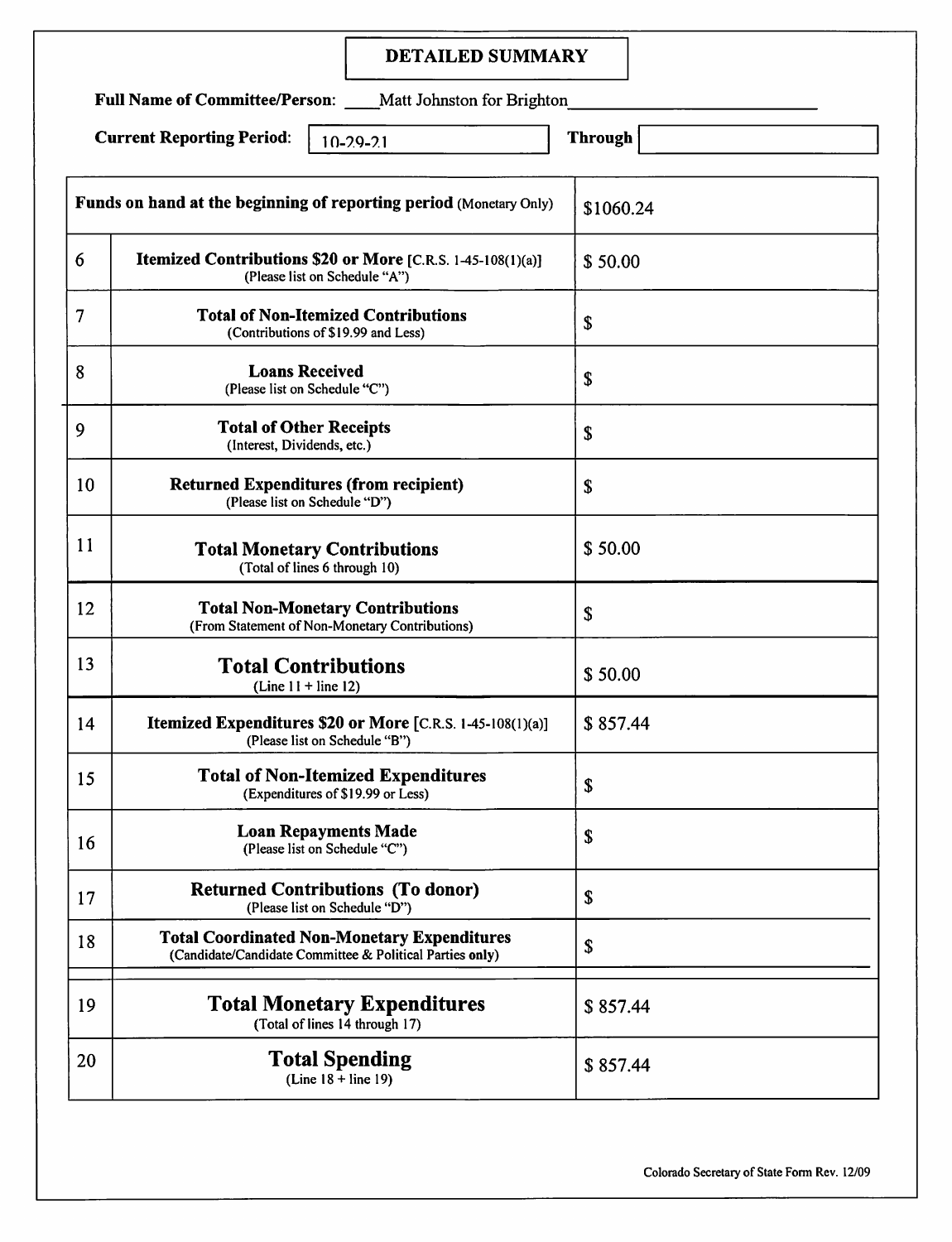# DETAILED SUMMARY

**Full Name of Committee/Person:** Matt Johnston for Brighton

**Current Reporting Period:** 10-29-21 **Through**

| | | |
|---|---|---|
| **Funds on hand at the beginning of reporting period** (Monetary Only) | | $1060.24 |
| 6 | **Itemized Contributions $20 or More** [C.R.S. 1-45-108(1)(a)] (Please list on Schedule "A") | $ 50.00 |
| 7 | **Total of Non-Itemized Contributions** (Contributions of $19.99 and Less) | $ |
| 8 | **Loans Received** (Please list on Schedule "C") | $ |
| 9 | **Total of Other Receipts** (Interest, Dividends, etc.) | $ |
| 10 | **Returned Expenditures (from recipient)** (Please list on Schedule "D") | $ |
| 11 | **Total Monetary Contributions** (Total of lines 6 through 10) | $ 50.00 |
| 12 | **Total Non-Monetary Contributions** (From Statement of Non-Monetary Contributions) | $ |
| 13 | **Total Contributions** (Line 11 + line 12) | $ 50.00 |
| 14 | **Itemized Expenditures $20 or More** [C.R.S. 1-45-108(1)(a)] (Please list on Schedule "B") | $ 857.44 |
| 15 | **Total of Non-Itemized Expenditures** (Expenditures of $19.99 or Less) | $ |
| 16 | **Loan Repayments Made** (Please list on Schedule "C") | $ |
| 17 | **Returned Contributions (To donor)** (Please list on Schedule "D") | $ |
| 18 | **Total Coordinated Non-Monetary Expenditures** (Candidate/Candidate Committee & Political Parties **only**) | $ |
| 19 | **Total Monetary Expenditures** (Total of lines 14 through 17) | $ 857.44 |
| 20 | **Total Spending** (Line 18 + line 19) | $ 857.44 |

Colorado Secretary of State Form Rev. 12/09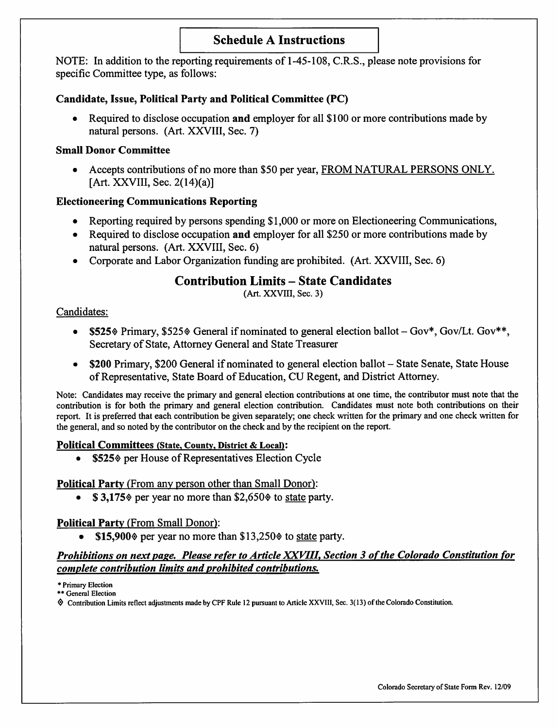## Schedule A Instructions

NOTE: In addition to the reporting requirements of 1-45-108, C.R.S., please note provisions for specific Committee type, as follows:

### Candidate, Issue, Political Party and Political Committee (PC)

- Required to disclose occupation **and** employer for all $100 or more contributions made by natural persons. (Art. XXVIII, Sec. 7)

### Small Donor Committee

- Accepts contributions of no more than $50 per year, FROM NATURAL PERSONS ONLY. [Art. XXVIII, Sec. 2(14)(a)]

### Electioneering Communications Reporting

- Reporting required by persons spending $1,000 or more on Electioneering Communications,
- Required to disclose occupation **and** employer for all $250 or more contributions made by natural persons. (Art. XXVIII, Sec. 6)
- Corporate and Labor Organization funding are prohibited. (Art. XXVIII, Sec. 6)

## Contribution Limits – State Candidates

(Art. XXVIII, Sec. 3)

Candidates:

- **$525◊** Primary, $525◊ General if nominated to general election ballot – Gov*, Gov/Lt. Gov**, Secretary of State, Attorney General and State Treasurer
- **$200** Primary, $200 General if nominated to general election ballot – State Senate, State House of Representative, State Board of Education, CU Regent, and District Attorney.

Note: Candidates may receive the primary and general election contributions at one time, the contributor must note that the contribution is for both the primary and general election contribution. Candidates must note both contributions on their report. It is preferred that each contribution be given separately; one check written for the primary and one check written for the general, and so noted by the contributor on the check and by the recipient on the report.

**Political Committees (State, County, District & Local):**

- **$525◊** per House of Representatives Election Cycle

**Political Party** (From any person other than Small Donor):

- **$ 3,175◊** per year no more than $2,650◊ to state party.

**Political Party** (From Small Donor):

- **$15,900◊** per year no more than $13,250◊ to state party.

***Prohibitions on next page. Please refer to Article XXVIII, Section 3 of the Colorado Constitution for complete contribution limits and prohibited contributions.***

\* Primary Election
\** General Election
◊ Contribution Limits reflect adjustments made by CPF Rule 12 pursuant to Article XXVIII, Sec. 3(13) of the Colorado Constitution.

Colorado Secretary of State Form Rev. 12/09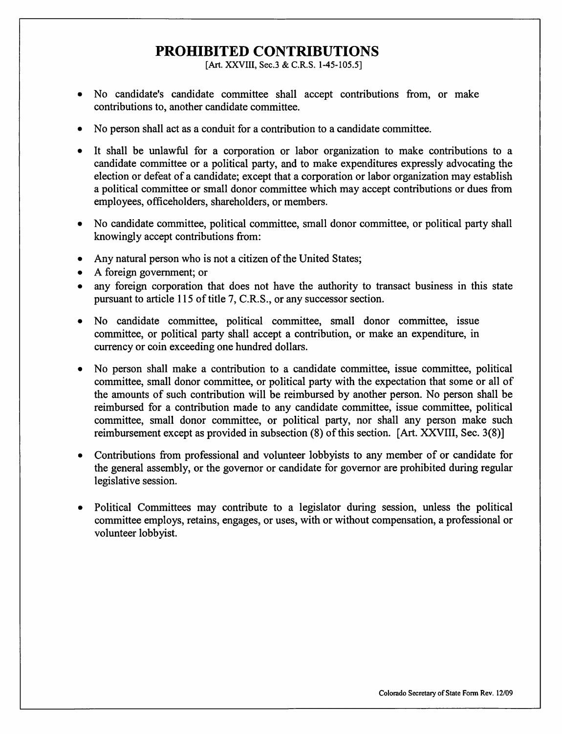# PROHIBITED CONTRIBUTIONS

[Art. XXVIII, Sec.3 & C.R.S. 1-45-105.5]

- No candidate's candidate committee shall accept contributions from, or make contributions to, another candidate committee.
- No person shall act as a conduit for a contribution to a candidate committee.
- It shall be unlawful for a corporation or labor organization to make contributions to a candidate committee or a political party, and to make expenditures expressly advocating the election or defeat of a candidate; except that a corporation or labor organization may establish a political committee or small donor committee which may accept contributions or dues from employees, officeholders, shareholders, or members.
- No candidate committee, political committee, small donor committee, or political party shall knowingly accept contributions from:
- Any natural person who is not a citizen of the United States;
- A foreign government; or
- any foreign corporation that does not have the authority to transact business in this state pursuant to article 115 of title 7, C.R.S., or any successor section.
- No candidate committee, political committee, small donor committee, issue committee, or political party shall accept a contribution, or make an expenditure, in currency or coin exceeding one hundred dollars.
- No person shall make a contribution to a candidate committee, issue committee, political committee, small donor committee, or political party with the expectation that some or all of the amounts of such contribution will be reimbursed by another person. No person shall be reimbursed for a contribution made to any candidate committee, issue committee, political committee, small donor committee, or political party, nor shall any person make such reimbursement except as provided in subsection (8) of this section. [Art. XXVIII, Sec. 3(8)]
- Contributions from professional and volunteer lobbyists to any member of or candidate for the general assembly, or the governor or candidate for governor are prohibited during regular legislative session.
- Political Committees may contribute to a legislator during session, unless the political committee employs, retains, engages, or uses, with or without compensation, a professional or volunteer lobbyist.

Colorado Secretary of State Form Rev. 12/09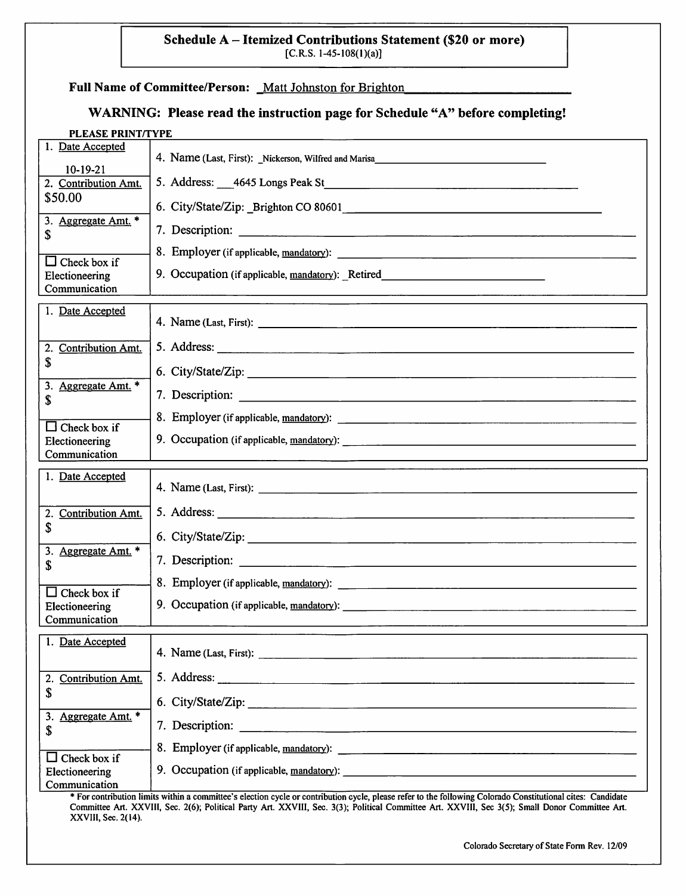## Schedule A – Itemized Contributions Statement ($20 or more)

[C.R.S. 1-45-108(1)(a)]

**Full Name of Committee/Person:** Matt Johnston for Brighton

### WARNING: Please read the instruction page for Schedule "A" before completing!

**PLEASE PRINT/TYPE**

| | |
|---|---|
| 1. Date Accepted: 10-19-21 | 4. Name (Last, First): Nickerson, Wilfred and Marisa |
| 2. Contribution Amt.: $50.00 | 5. Address: 4645 Longs Peak St |
| | 6. City/State/Zip: Brighton CO 80601 |
| 3. Aggregate Amt. *: $ | 7. Description: |
| | 8. Employer (if applicable, mandatory): |
| ☐ Check box if Electioneering Communication | 9. Occupation (if applicable, mandatory): Retired |

| | |
|---|---|
| 1. Date Accepted: | 4. Name (Last, First): |
| 2. Contribution Amt.: $ | 5. Address: |
| | 6. City/State/Zip: |
| 3. Aggregate Amt. *: $ | 7. Description: |
| | 8. Employer (if applicable, mandatory): |
| ☐ Check box if Electioneering Communication | 9. Occupation (if applicable, mandatory): |

| | |
|---|---|
| 1. Date Accepted: | 4. Name (Last, First): |
| 2. Contribution Amt.: $ | 5. Address: |
| | 6. City/State/Zip: |
| 3. Aggregate Amt. *: $ | 7. Description: |
| | 8. Employer (if applicable, mandatory): |
| ☐ Check box if Electioneering Communication | 9. Occupation (if applicable, mandatory): |

| | |
|---|---|
| 1. Date Accepted: | 4. Name (Last, First): |
| 2. Contribution Amt.: $ | 5. Address: |
| | 6. City/State/Zip: |
| 3. Aggregate Amt. *: $ | 7. Description: |
| | 8. Employer (if applicable, mandatory): |
| ☐ Check box if Electioneering Communication | 9. Occupation (if applicable, mandatory): |

* For contribution limits within a committee's election cycle or contribution cycle, please refer to the following Colorado Constitutional cites: Candidate Committee Art. XXVIII, Sec. 2(6); Political Party Art. XXVIII, Sec. 3(3); Political Committee Art. XXVIII, Sec 3(5); Small Donor Committee Art. XXVIII, Sec. 2(14).

Colorado Secretary of State Form Rev. 12/09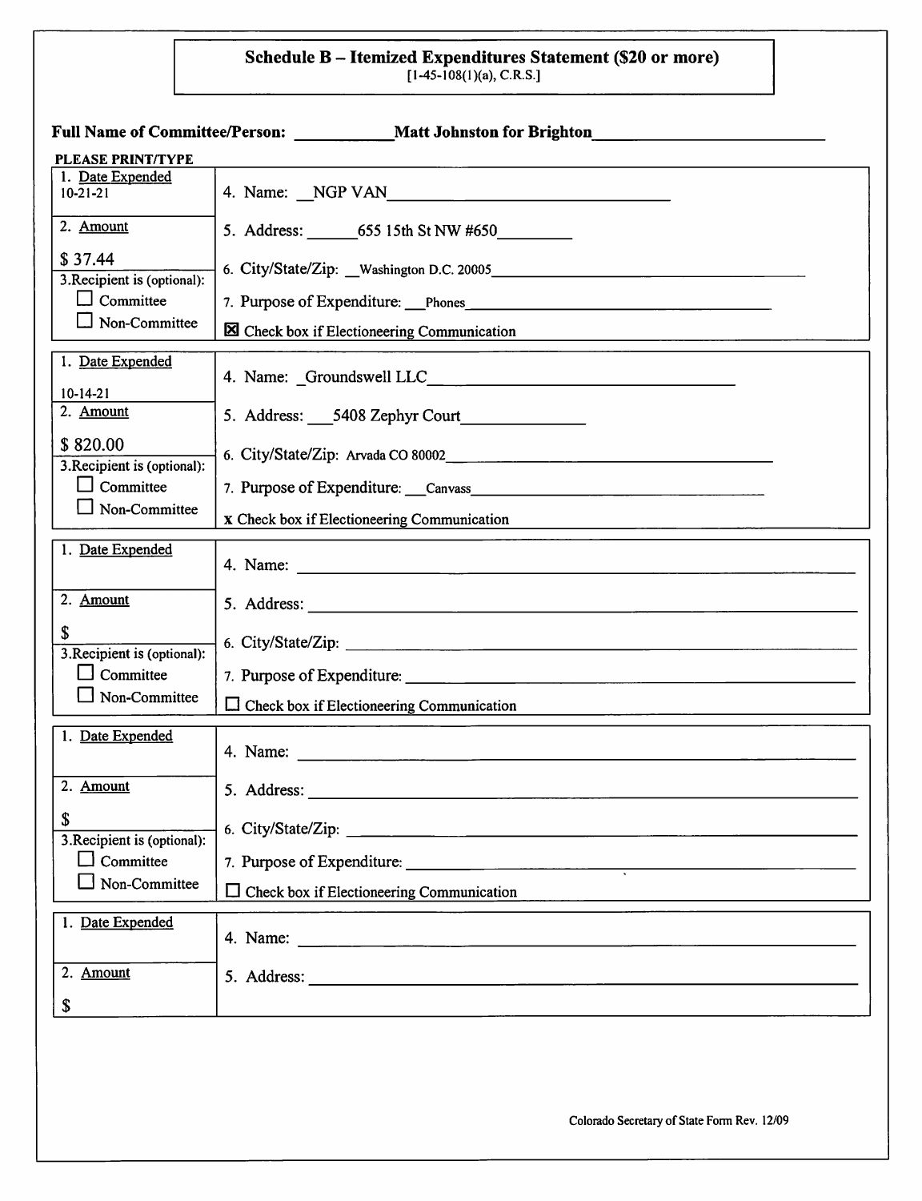# Schedule B – Itemized Expenditures Statement ($20 or more)

[1-45-108(1)(a), C.R.S.]

**Full Name of Committee/Person:** Matt Johnston for Brighton

**PLEASE PRINT/TYPE**

| | |
|---|---|
| 1. Date Expended<br>10-21-21 | 4. Name: NGP VAN |
| 2. Amount<br>$ 37.44 | 5. Address: 655 15th St NW #650 |
| 3. Recipient is (optional):<br>☐ Committee<br>☐ Non-Committee | 6. City/State/Zip: Washington D.C. 20005<br>7. Purpose of Expenditure: Phones<br>☒ Check box if Electioneering Communication |

| | |
|---|---|
| 1. Date Expended<br>10-14-21 | 4. Name: Groundswell LLC |
| 2. Amount<br>$ 820.00 | 5. Address: 5408 Zephyr Court |
| 3. Recipient is (optional):<br>☐ Committee<br>☐ Non-Committee | 6. City/State/Zip: Arvada CO 80002<br>7. Purpose of Expenditure: Canvass<br>x Check box if Electioneering Communication |

| | |
|---|---|
| 1. Date Expended | 4. Name: |
| 2. Amount<br>$ | 5. Address: |
| 3. Recipient is (optional):<br>☐ Committee<br>☐ Non-Committee | 6. City/State/Zip:<br>7. Purpose of Expenditure:<br>☐ Check box if Electioneering Communication |

| | |
|---|---|
| 1. Date Expended | 4. Name: |
| 2. Amount<br>$ | 5. Address: |
| 3. Recipient is (optional):<br>☐ Committee<br>☐ Non-Committee | 6. City/State/Zip:<br>7. Purpose of Expenditure:<br>☐ Check box if Electioneering Communication |

| | |
|---|---|
| 1. Date Expended | 4. Name: |
| 2. Amount<br>$ | 5. Address: |

Colorado Secretary of State Form Rev. 12/09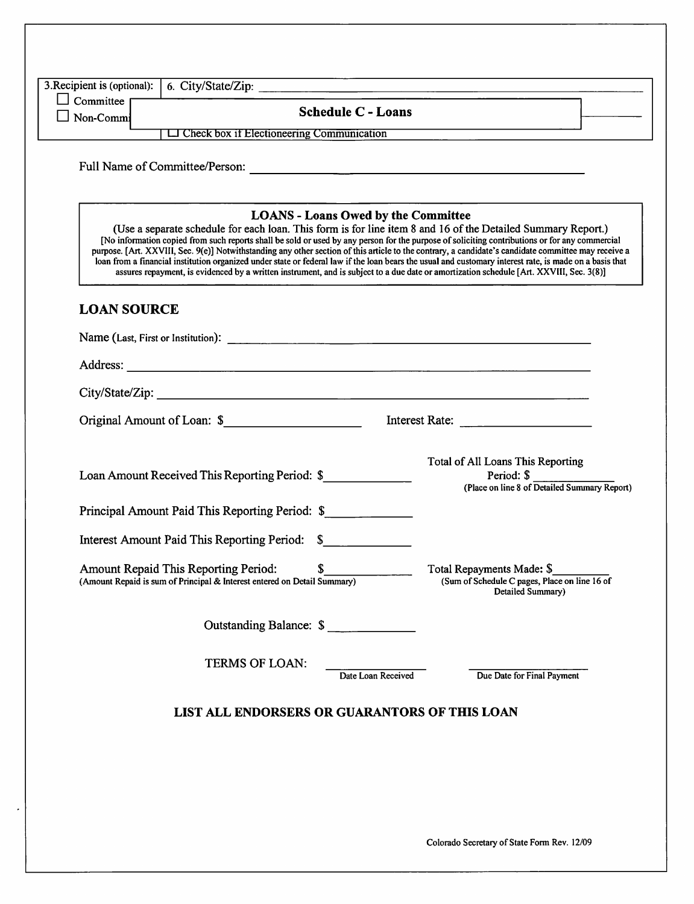| 3.Recipient is (optional): | 6. City/State/Zip: |
|---|---|
| ☐ Committee | |
| ☐ Non-Commi | |
| | ☐ Check box if Electioneering Communication |

## Schedule C - Loans

Full Name of Committee/Person: ______________________________

**LOANS - Loans Owed by the Committee**

(Use a separate schedule for each loan. This form is for line item 8 and 16 of the Detailed Summary Report.)

[No information copied from such reports shall be sold or used by any person for the purpose of soliciting contributions or for any commercial purpose. [Art. XXVIII, Sec. 9(e)] Notwithstanding any other section of this article to the contrary, a candidate's candidate committee may receive a loan from a financial institution organized under state or federal law if the loan bears the usual and customary interest rate, is made on a basis that assures repayment, is evidenced by a written instrument, and is subject to a due date or amortization schedule [Art. XXVIII, Sec. 3(8)]

## LOAN SOURCE

Name (Last, First or Institution): ______________________________

Address: ______________________________

City/State/Zip: ______________________________

Original Amount of Loan: $____________ Interest Rate: ____________

Loan Amount Received This Reporting Period: $____________

Total of All Loans This Reporting Period: $____________
(Place on line 8 of Detailed Summary Report)

Principal Amount Paid This Reporting Period: $____________

Interest Amount Paid This Reporting Period: $____________

Amount Repaid This Reporting Period: $____________
(Amount Repaid is sum of Principal & Interest entered on Detail Summary)

Total Repayments Made: $____________
(Sum of Schedule C pages, Place on line 16 of Detailed Summary)

Outstanding Balance: $____________

TERMS OF LOAN: ____________ ____________
Date Loan Received / Due Date for Final Payment

**LIST ALL ENDORSERS OR GUARANTORS OF THIS LOAN**

Colorado Secretary of State Form Rev. 12/09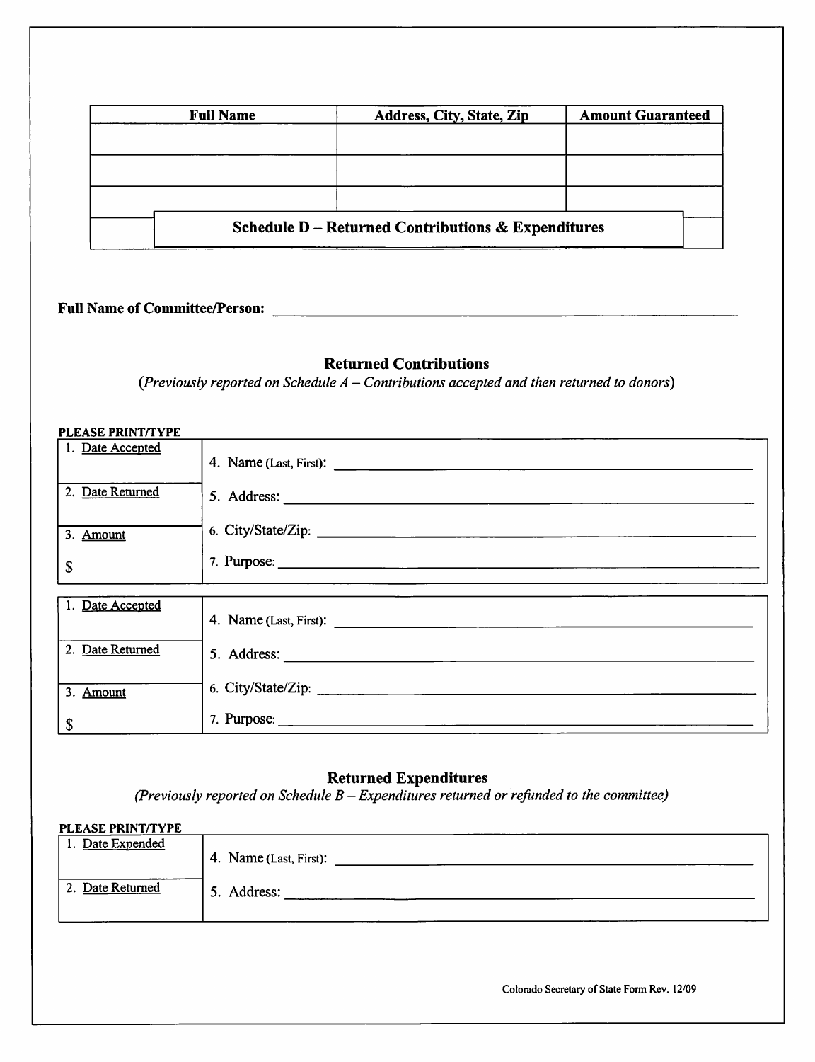| Full Name | Address, City, State, Zip | Amount Guaranteed |
|---|---|---|
| | | |
| | | |
| | | |
| | | |

## Schedule D – Returned Contributions & Expenditures

**Full Name of Committee/Person:** ______________________________

### Returned Contributions

*(Previously reported on Schedule A – Contributions accepted and then returned to donors)*

**PLEASE PRINT/TYPE**

| | |
|---|---|
| 1. Date Accepted | 4. Name (Last, First): ______________________ |
| 2. Date Returned | 5. Address: ______________________ |
| 3. Amount | 6. City/State/Zip: ______________________ |
| $ | 7. Purpose: ______________________ |

| | |
|---|---|
| 1. Date Accepted | 4. Name (Last, First): ______________________ |
| 2. Date Returned | 5. Address: ______________________ |
| 3. Amount | 6. City/State/Zip: ______________________ |
| $ | 7. Purpose: ______________________ |

### Returned Expenditures

*(Previously reported on Schedule B – Expenditures returned or refunded to the committee)*

**PLEASE PRINT/TYPE**

| | |
|---|---|
| 1. Date Expended | 4. Name (Last, First): ______________________ |
| 2. Date Returned | 5. Address: ______________________ |

Colorado Secretary of State Form Rev. 12/09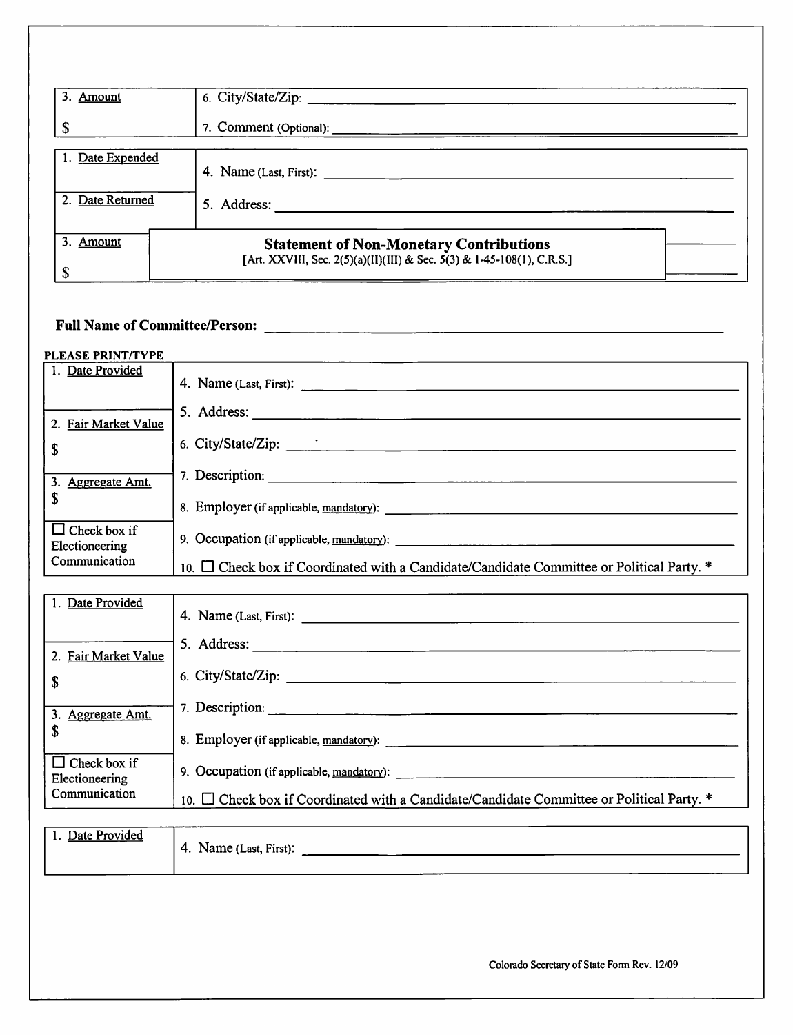| 3. Amount<br><br>$ | 6. City/State/Zip: ______<br><br>7. Comment (Optional): ______ |
|---|---|

| 1. Date Expended | 4. Name (Last, First): ______ |
|---|---|
| 2. Date Returned | 5. Address: ______ |
| 3. Amount<br><br>$ | |

## Statement of Non-Monetary Contributions

[Art. XXVIII, Sec. 2(5)(a)(II)(III) & Sec. 5(3) & 1-45-108(1), C.R.S.]

**Full Name of Committee/Person:** ______

**PLEASE PRINT/TYPE**

| 1. Date Provided | 4. Name (Last, First): ______<br><br>5. Address: ______ |
|---|---|
| 2. Fair Market Value<br><br>$ | 6. City/State/Zip: ______<br><br>7. Description: ______ |
| 3. Aggregate Amt.<br>$ | 8. Employer (if applicable, mandatory): ______ |
| ☐ Check box if Electioneering Communication | 9. Occupation (if applicable, mandatory): ______<br><br>10. ☐ Check box if Coordinated with a Candidate/Candidate Committee or Political Party. * |

| 1. Date Provided | 4. Name (Last, First): ______<br><br>5. Address: ______ |
|---|---|
| 2. Fair Market Value<br><br>$ | 6. City/State/Zip: ______<br><br>7. Description: ______ |
| 3. Aggregate Amt.<br>$ | 8. Employer (if applicable, mandatory): ______ |
| ☐ Check box if Electioneering Communication | 9. Occupation (if applicable, mandatory): ______<br><br>10. ☐ Check box if Coordinated with a Candidate/Candidate Committee or Political Party. * |

| 1. Date Provided | 4. Name (Last, First): ______ |
|---|---|

Colorado Secretary of State Form Rev. 12/09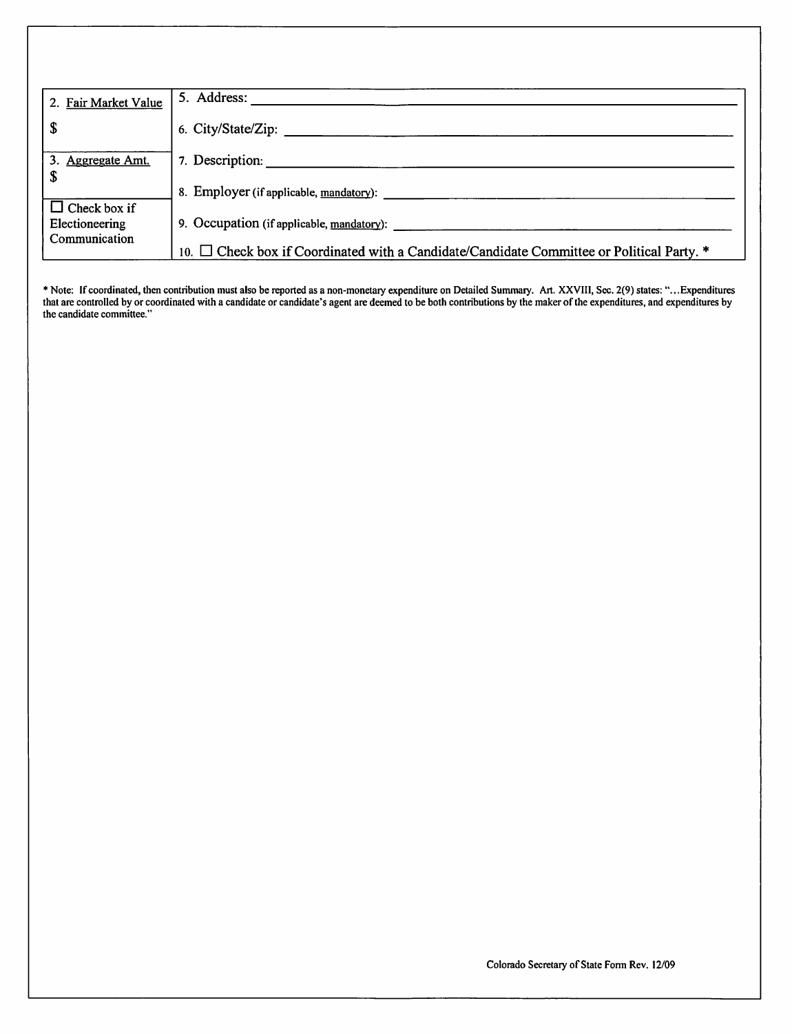| | |
|---|---|
| 2. Fair Market Value<br>$ | 5. Address: ______<br>6. City/State/Zip: ______ |
| 3. Aggregate Amt.<br>$ | 7. Description: ______<br>8. Employer (if applicable, mandatory): ______ |
| ☐ Check box if Electioneering Communication | 9. Occupation (if applicable, mandatory): ______<br>10. ☐ Check box if Coordinated with a Candidate/Candidate Committee or Political Party. * |

\* Note: If coordinated, then contribution must also be reported as a non-monetary expenditure on Detailed Summary. Art. XXVIII, Sec. 2(9) states: "...Expenditures that are controlled by or coordinated with a candidate or candidate's agent are deemed to be both contributions by the maker of the expenditures, and expenditures by the candidate committee."

Colorado Secretary of State Form Rev. 12/09